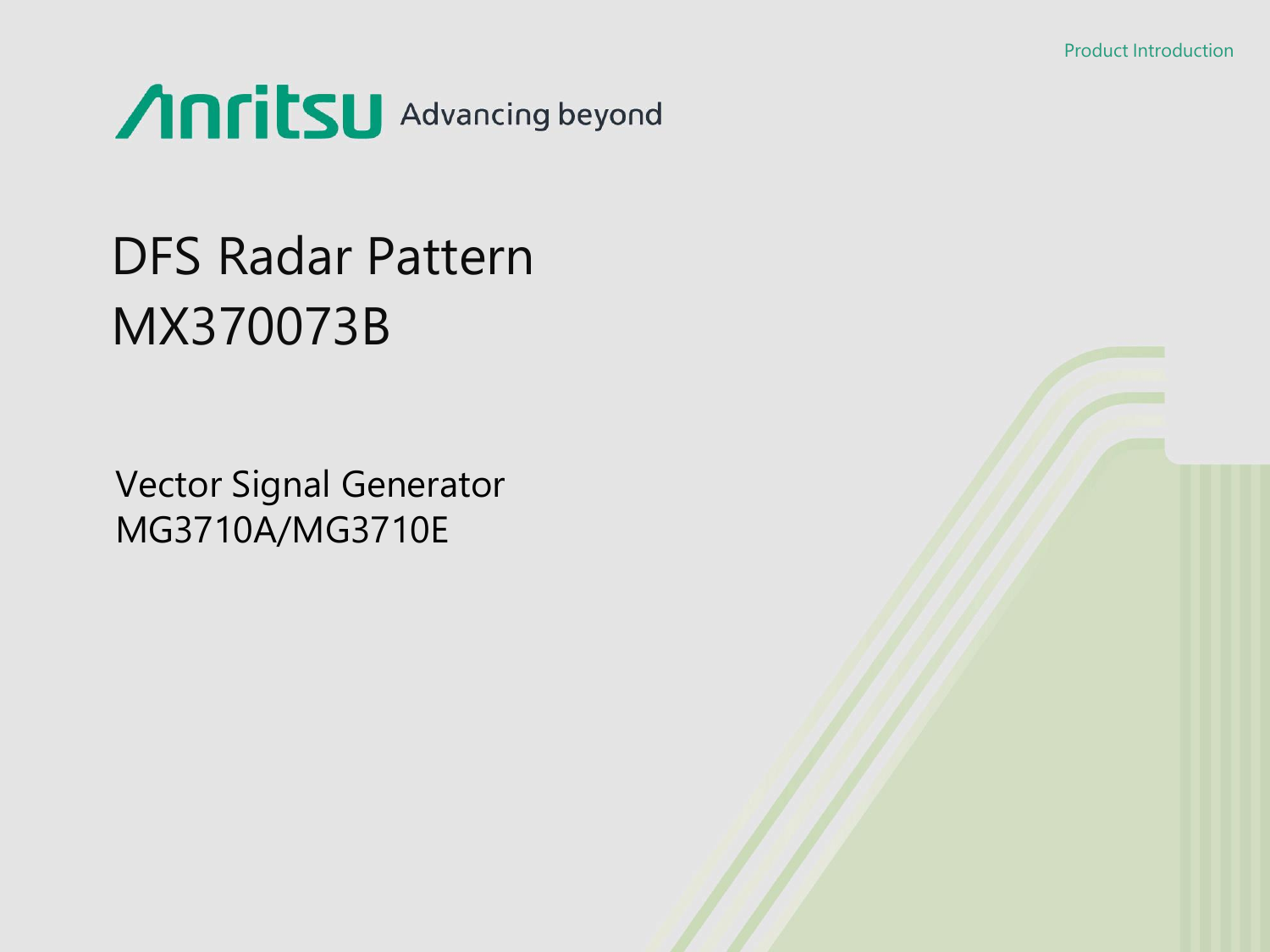Product Introduction

Anritsu Advancing beyond

# DFS Radar Pattern MX370073B

## Vector Signal Generator MG3710A/MG3710E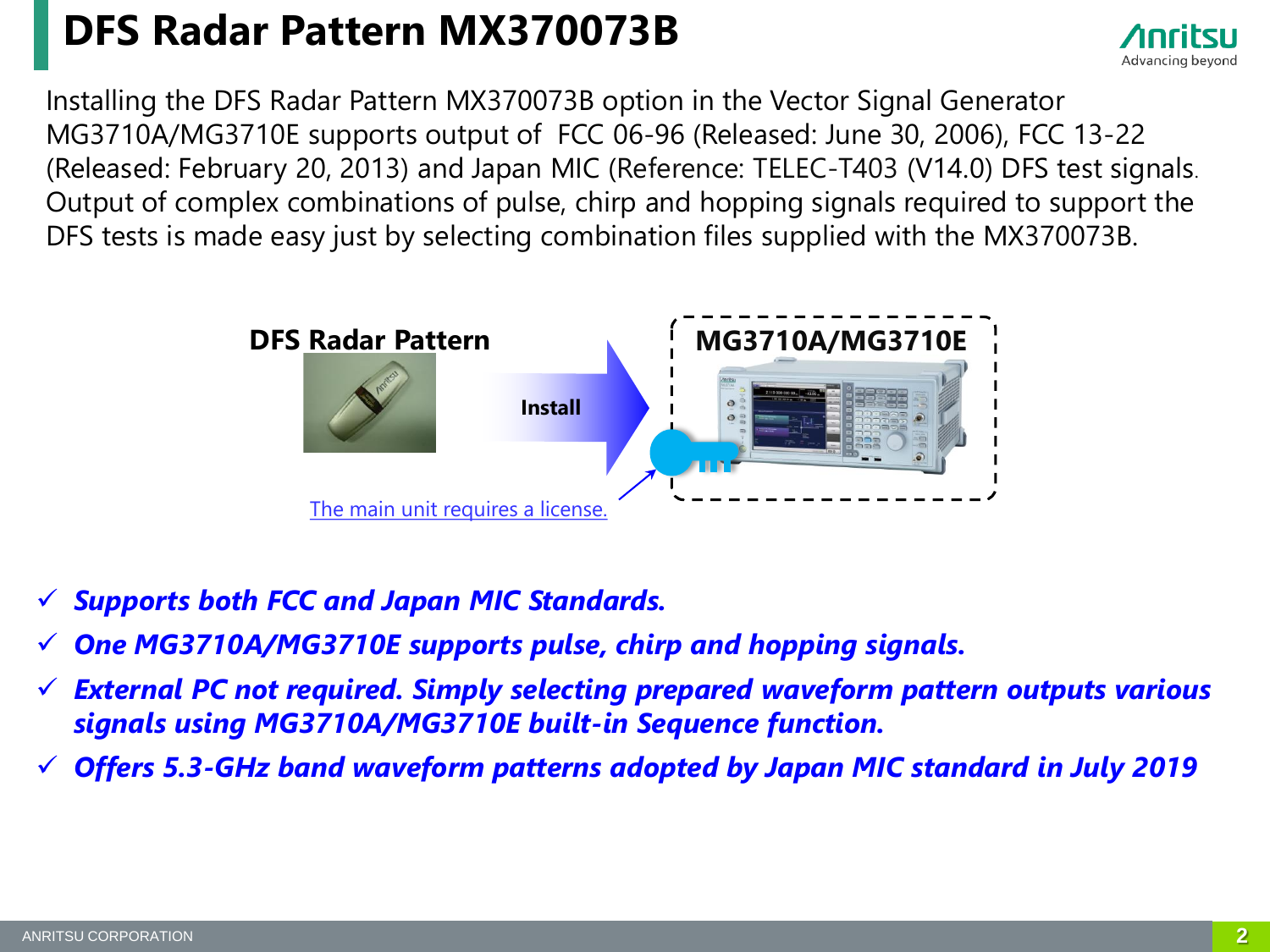# DFS Radar Pattern MX370073B

Installing the DFS Radar Pattern MX370073B option in the Vector Signal Generator MG3710A/MG3710E supports output of FCC 06-96 (Released: June 30, 2006), FCC 13-22 (Released: February 20, 2013) and Japan MIC (Reference: TELEC-T403 (V14.0) DFS test signals. Output of complex combinations of pulse, chirp and hopping signals required to support the DFS tests is made easy just by selecting combination files supplied with the MX370073B.

**DFS Radar Pattern** → **Install** → **MG3710A/MG3710E**

The main unit requires a license.

- ✓ ***Supports both FCC and Japan MIC Standards.***
- ✓ ***One MG3710A/MG3710E supports pulse, chirp and hopping signals.***
- ✓ ***External PC not required. Simply selecting prepared waveform pattern outputs various signals using MG3710A/MG3710E built-in Sequence function.***
- ✓ ***Offers 5.3-GHz band waveform patterns adopted by Japan MIC standard in July 2019***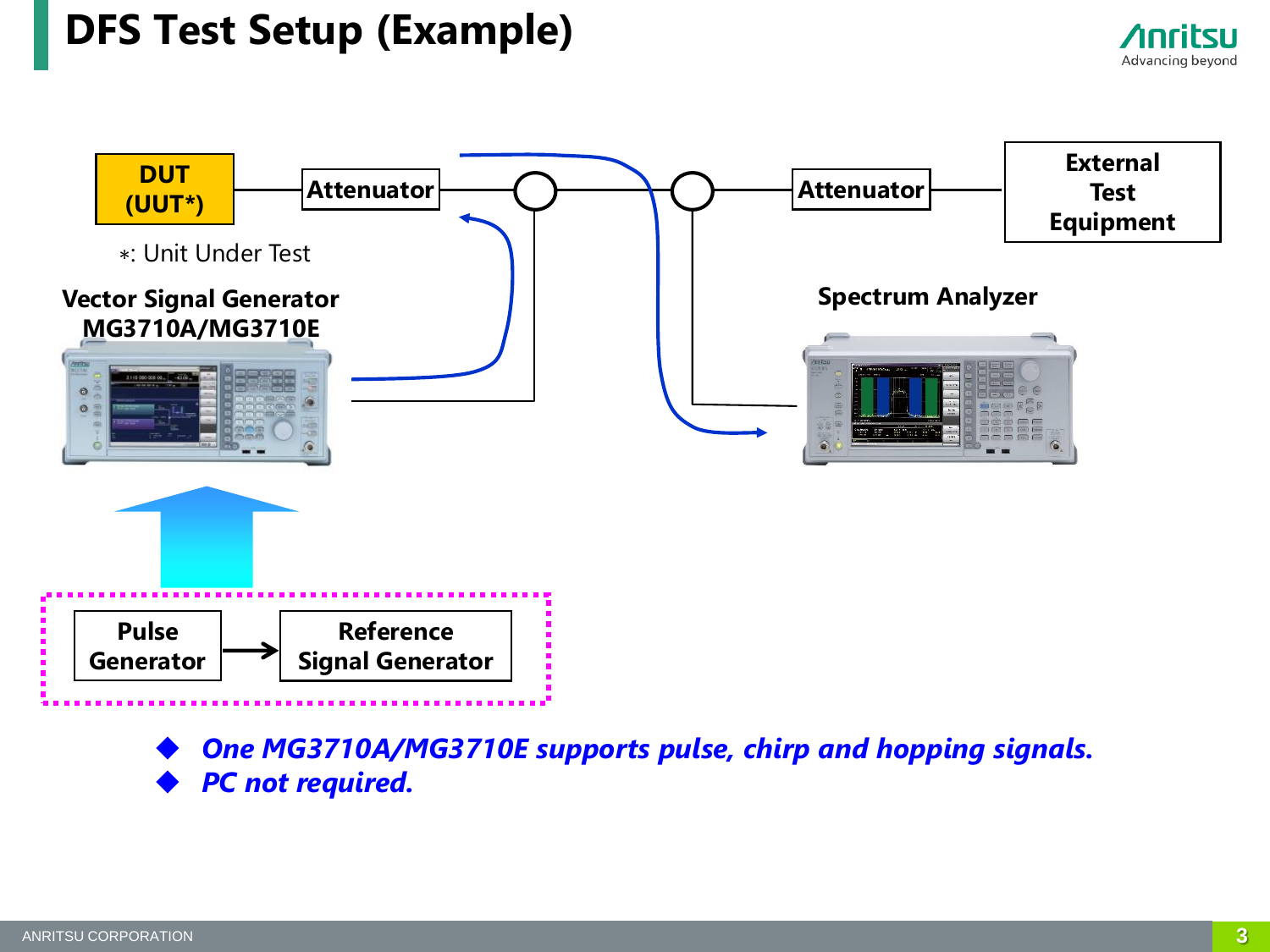# DFS Test Setup (Example)

DUT (UUT*)

*: Unit Under Test

Attenuator

Attenuator

External Test Equipment

Vector Signal Generator MG3710A/MG3710E

Spectrum Analyzer

Pulse Generator

Reference Signal Generator

- ***One MG3710A/MG3710E supports pulse, chirp and hopping signals.***
- ***PC not required.***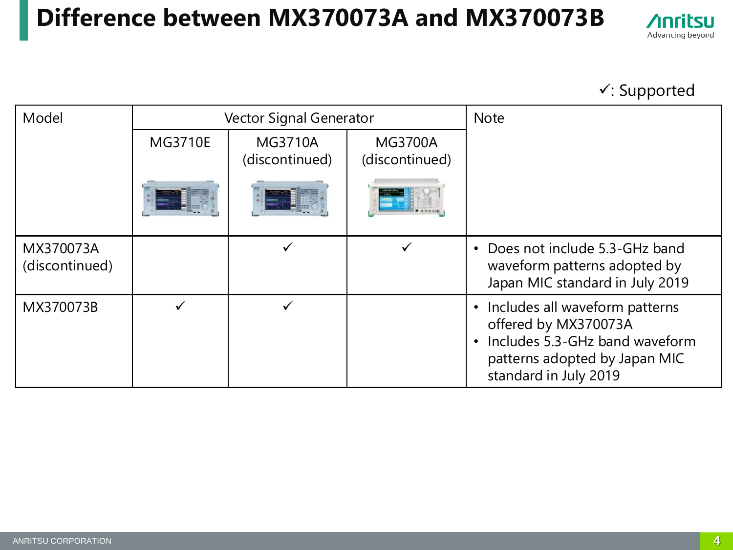# Difference between MX370073A and MX370073B

✓: Supported

| Model | Vector Signal Generator | | | Note |
|---|---|---|---|---|
| | MG3710E | MG3710A (discontinued) | MG3700A (discontinued) | |
| MX370073A (discontinued) | | ✓ | ✓ | • Does not include 5.3-GHz band waveform patterns adopted by Japan MIC standard in July 2019 |
| MX370073B | ✓ | ✓ | | • Includes all waveform patterns offered by MX370073A<br>• Includes 5.3-GHz band waveform patterns adopted by Japan MIC standard in July 2019 |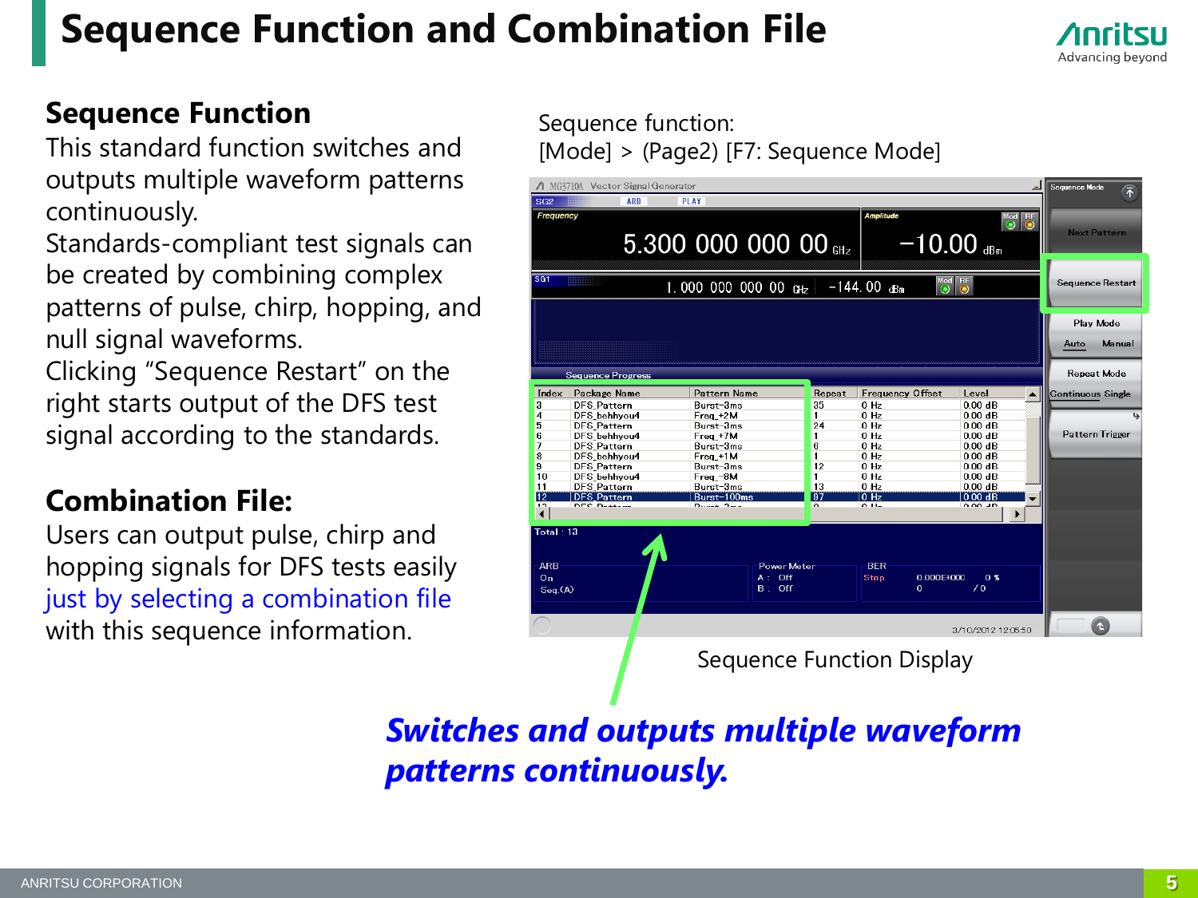# Sequence Function and Combination File

## Sequence Function

This standard function switches and outputs multiple waveform patterns continuously.
Standards-compliant test signals can be created by combining complex patterns of pulse, chirp, hopping, and null signal waveforms.
Clicking “Sequence Restart” on the right starts output of the DFS test signal according to the standards.

## Combination File:

Users can output pulse, chirp and hopping signals for DFS tests easily just by selecting a combination file with this sequence information.

Sequence function:
[Mode] > (Page2) [F7: Sequence Mode]

Sequence Function Display

***Switches and outputs multiple waveform patterns continuously.***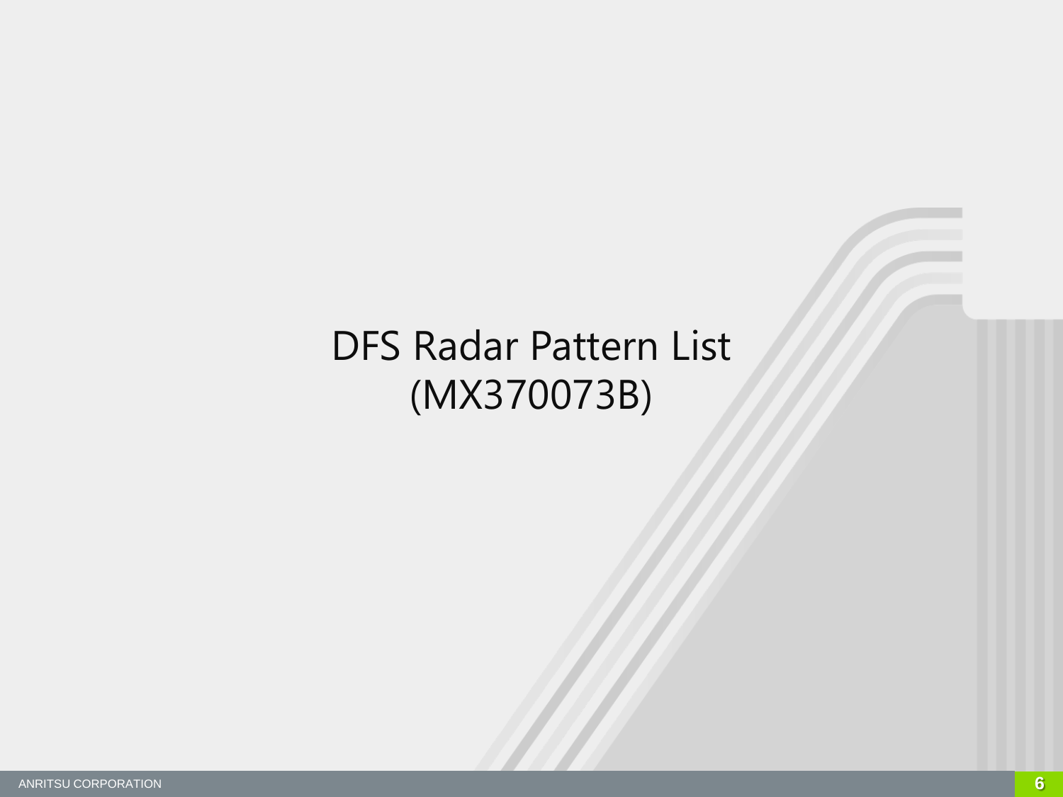# DFS Radar Pattern List (MX370073B)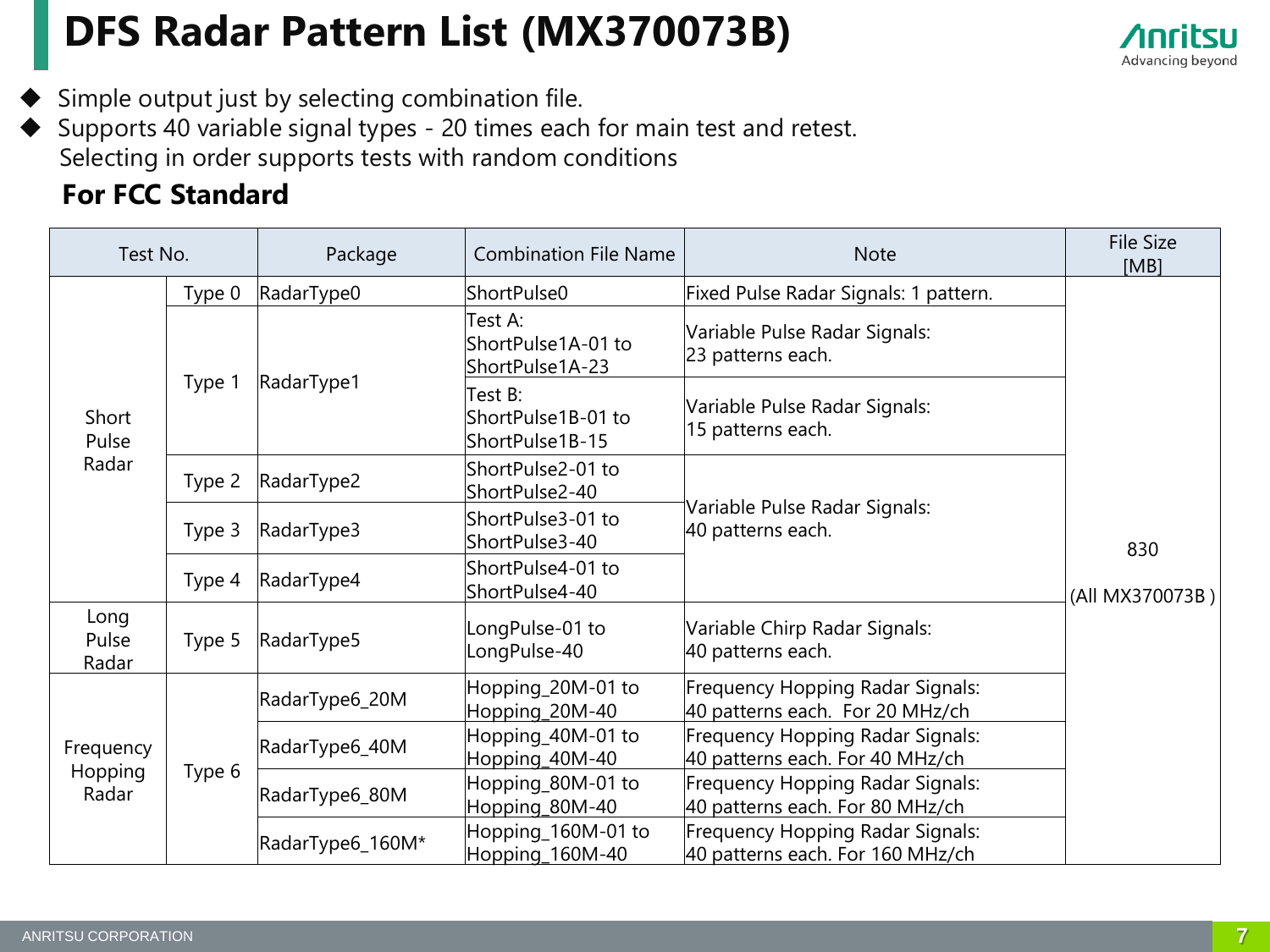# DFS Radar Pattern List (MX370073B)

- Simple output just by selecting combination file.
- Supports 40 variable signal types - 20 times each for main test and retest.
  Selecting in order supports tests with random conditions

**For FCC Standard**

| Test No. | | Package | Combination File Name | Note | File Size [MB] |
|---|---|---|---|---|---|
| Short Pulse Radar | Type 0 | RadarType0 | ShortPulse0 | Fixed Pulse Radar Signals: 1 pattern. | 830 (All MX370073B ) |
| | Type 1 | RadarType1 | Test A: ShortPulse1A-01 to ShortPulse1A-23 | Variable Pulse Radar Signals: 23 patterns each. | |
| | | | Test B: ShortPulse1B-01 to ShortPulse1B-15 | Variable Pulse Radar Signals: 15 patterns each. | |
| | Type 2 | RadarType2 | ShortPulse2-01 to ShortPulse2-40 | Variable Pulse Radar Signals: 40 patterns each. | |
| | Type 3 | RadarType3 | ShortPulse3-01 to ShortPulse3-40 | | |
| | Type 4 | RadarType4 | ShortPulse4-01 to ShortPulse4-40 | | |
| Long Pulse Radar | Type 5 | RadarType5 | LongPulse-01 to LongPulse-40 | Variable Chirp Radar Signals: 40 patterns each. | |
| Frequency Hopping Radar | Type 6 | RadarType6_20M | Hopping_20M-01 to Hopping_20M-40 | Frequency Hopping Radar Signals: 40 patterns each. For 20 MHz/ch | |
| | | RadarType6_40M | Hopping_40M-01 to Hopping_40M-40 | Frequency Hopping Radar Signals: 40 patterns each. For 40 MHz/ch | |
| | | RadarType6_80M | Hopping_80M-01 to Hopping_80M-40 | Frequency Hopping Radar Signals: 40 patterns each. For 80 MHz/ch | |
| | | RadarType6_160M* | Hopping_160M-01 to Hopping_160M-40 | Frequency Hopping Radar Signals: 40 patterns each. For 160 MHz/ch | |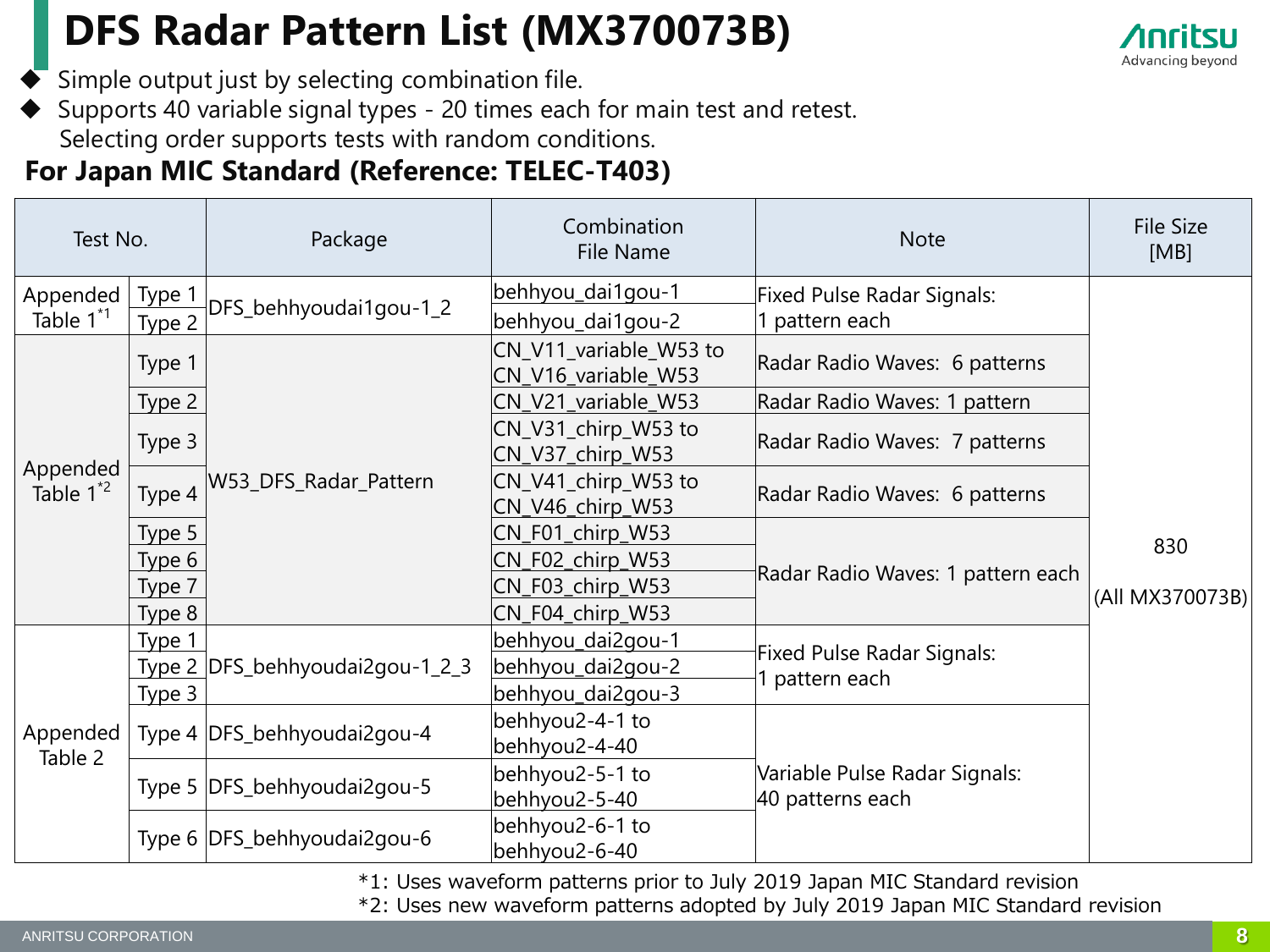# DFS Radar Pattern List (MX370073B)

- Simple output just by selecting combination file.
- Supports 40 variable signal types - 20 times each for main test and retest.
  Selecting order supports tests with random conditions.

## For Japan MIC Standard (Reference: TELEC-T403)

| Test No. | | Package | Combination File Name | Note | File Size [MB] |
|---|---|---|---|---|---|
| Appended Table 1*1 | Type 1 | DFS_behhyoudai1gou-1_2 | behhyou_dai1gou-1 | Fixed Pulse Radar Signals: 1 pattern each | 830 (All MX370073B) |
| | Type 2 | | behhyou_dai1gou-2 | | |
| Appended Table 1*2 | Type 1 | W53_DFS_Radar_Pattern | CN_V11_variable_W53 to CN_V16_variable_W53 | Radar Radio Waves: 6 patterns | |
| | Type 2 | | CN_V21_variable_W53 | Radar Radio Waves: 1 pattern | |
| | Type 3 | | CN_V31_chirp_W53 to CN_V37_chirp_W53 | Radar Radio Waves: 7 patterns | |
| | Type 4 | | CN_V41_chirp_W53 to CN_V46_chirp_W53 | Radar Radio Waves: 6 patterns | |
| | Type 5 | | CN_F01_chirp_W53 | Radar Radio Waves: 1 pattern each | |
| | Type 6 | | CN_F02_chirp_W53 | | |
| | Type 7 | | CN_F03_chirp_W53 | | |
| | Type 8 | | CN_F04_chirp_W53 | | |
| Appended Table 2 | Type 1 | DFS_behhyoudai2gou-1_2_3 | behhyou_dai2gou-1 | Fixed Pulse Radar Signals: 1 pattern each | |
| | Type 2 | | behhyou_dai2gou-2 | | |
| | Type 3 | | behhyou_dai2gou-3 | | |
| | Type 4 | DFS_behhyoudai2gou-4 | behhyou2-4-1 to behhyou2-4-40 | Variable Pulse Radar Signals: 40 patterns each | |
| | Type 5 | DFS_behhyoudai2gou-5 | behhyou2-5-1 to behhyou2-5-40 | | |
| | Type 6 | DFS_behhyoudai2gou-6 | behhyou2-6-1 to behhyou2-6-40 | | |

*1: Uses waveform patterns prior to July 2019 Japan MIC Standard revision

*2: Uses new waveform patterns adopted by July 2019 Japan MIC Standard revision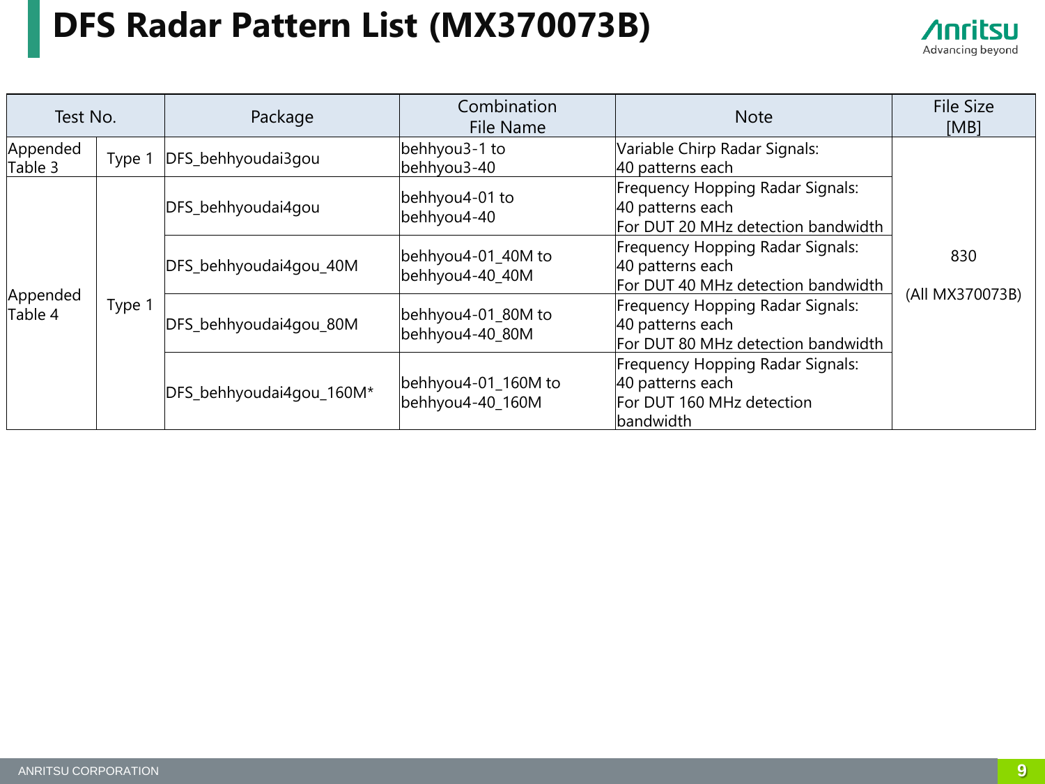# DFS Radar Pattern List (MX370073B)

| Test No. | | Package | Combination File Name | Note | File Size [MB] |
|---|---|---|---|---|---|
| Appended Table 3 | Type 1 | DFS_behhyoudai3gou | behhyou3-1 to behhyou3-40 | Variable Chirp Radar Signals: 40 patterns each | 830 (All MX370073B) |
| Appended Table 4 | Type 1 | DFS_behhyoudai4gou | behhyou4-01 to behhyou4-40 | Frequency Hopping Radar Signals: 40 patterns each For DUT 20 MHz detection bandwidth | |
| | | DFS_behhyoudai4gou_40M | behhyou4-01_40M to behhyou4-40_40M | Frequency Hopping Radar Signals: 40 patterns each For DUT 40 MHz detection bandwidth | |
| | | DFS_behhyoudai4gou_80M | behhyou4-01_80M to behhyou4-40_80M | Frequency Hopping Radar Signals: 40 patterns each For DUT 80 MHz detection bandwidth | |
| | | DFS_behhyoudai4gou_160M* | behhyou4-01_160M to behhyou4-40_160M | Frequency Hopping Radar Signals: 40 patterns each For DUT 160 MHz detection bandwidth | |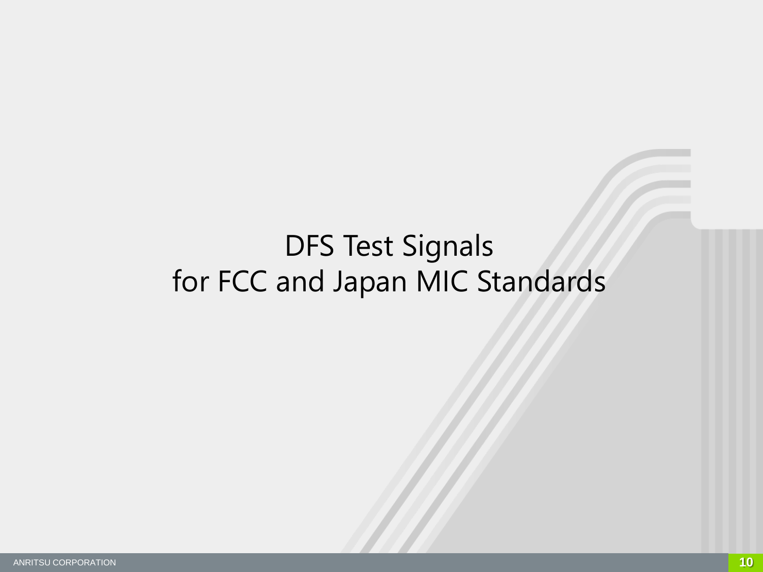# DFS Test Signals for FCC and Japan MIC Standards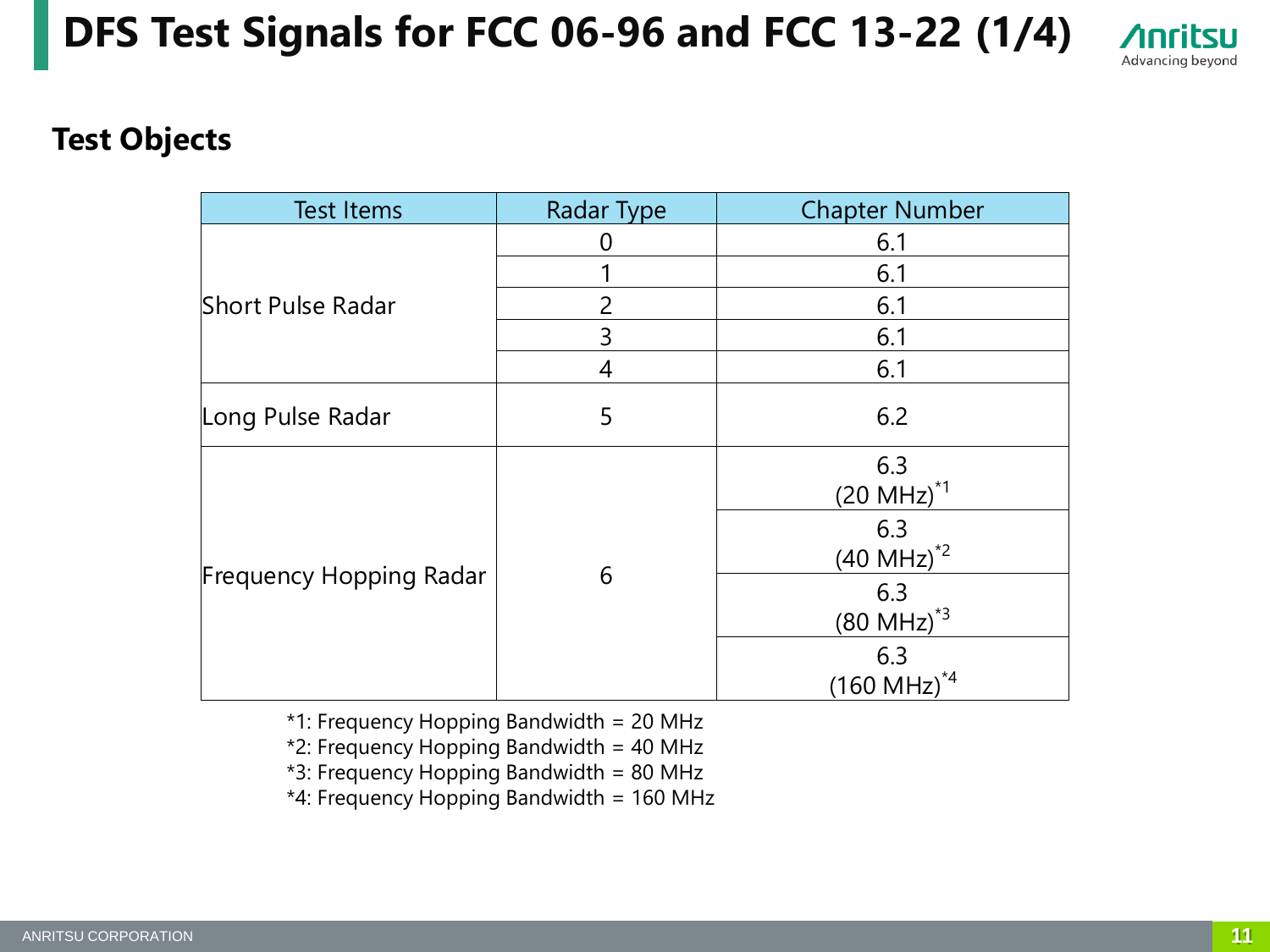# DFS Test Signals for FCC 06-96 and FCC 13-22 (1/4)

## Test Objects

| Test Items | Radar Type | Chapter Number |
|---|---|---|
| Short Pulse Radar | 0 | 6.1 |
| | 1 | 6.1 |
| | 2 | 6.1 |
| | 3 | 6.1 |
| | 4 | 6.1 |
| Long Pulse Radar | 5 | 6.2 |
| Frequency Hopping Radar | 6 | 6.3 (20 MHz)*1 |
| | | 6.3 (40 MHz)*2 |
| | | 6.3 (80 MHz)*3 |
| | | 6.3 (160 MHz)*4 |

*1: Frequency Hopping Bandwidth = 20 MHz
*2: Frequency Hopping Bandwidth = 40 MHz
*3: Frequency Hopping Bandwidth = 80 MHz
*4: Frequency Hopping Bandwidth = 160 MHz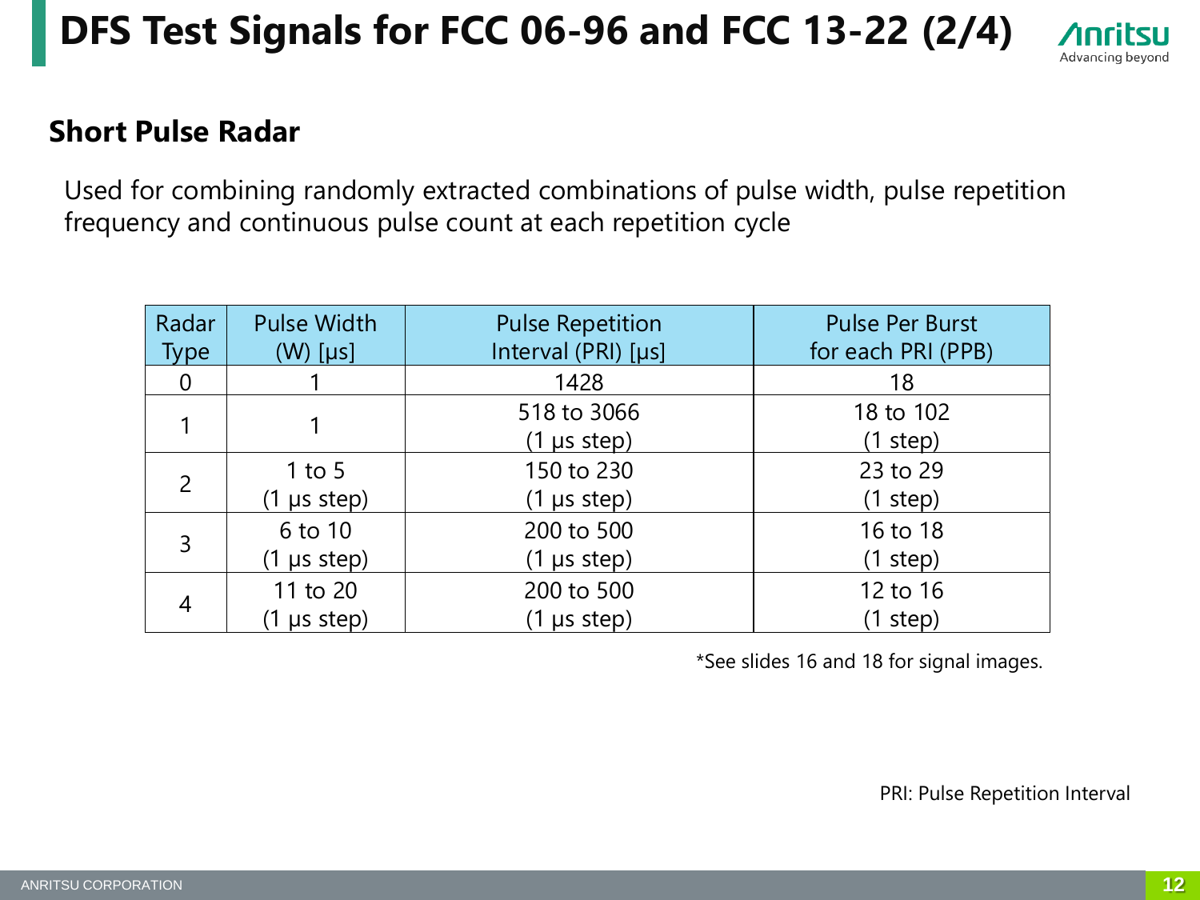# DFS Test Signals for FCC 06-96 and FCC 13-22 (2/4)

## Short Pulse Radar

Used for combining randomly extracted combinations of pulse width, pulse repetition frequency and continuous pulse count at each repetition cycle

| Radar Type | Pulse Width (W) [μs] | Pulse Repetition Interval (PRI) [μs] | Pulse Per Burst for each PRI (PPB) |
|---|---|---|---|
| 0 | 1 | 1428 | 18 |
| 1 | 1 | 518 to 3066 (1 μs step) | 18 to 102 (1 step) |
| 2 | 1 to 5 (1 μs step) | 150 to 230 (1 μs step) | 23 to 29 (1 step) |
| 3 | 6 to 10 (1 μs step) | 200 to 500 (1 μs step) | 16 to 18 (1 step) |
| 4 | 11 to 20 (1 μs step) | 200 to 500 (1 μs step) | 12 to 16 (1 step) |

*See slides 16 and 18 for signal images.

PRI: Pulse Repetition Interval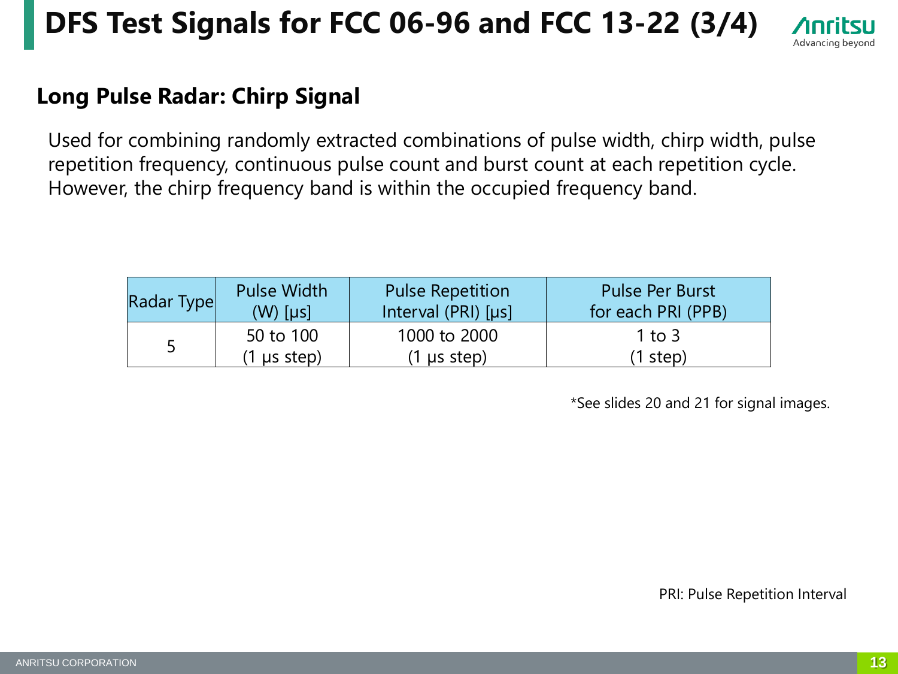# DFS Test Signals for FCC 06-96 and FCC 13-22 (3/4)

## Long Pulse Radar: Chirp Signal

Used for combining randomly extracted combinations of pulse width, chirp width, pulse repetition frequency, continuous pulse count and burst count at each repetition cycle. However, the chirp frequency band is within the occupied frequency band.

| Radar Type | Pulse Width (W) [μs] | Pulse Repetition Interval (PRI) [μs] | Pulse Per Burst for each PRI (PPB) |
|---|---|---|---|
| 5 | 50 to 100 (1 μs step) | 1000 to 2000 (1 μs step) | 1 to 3 (1 step) |

*See slides 20 and 21 for signal images.

PRI: Pulse Repetition Interval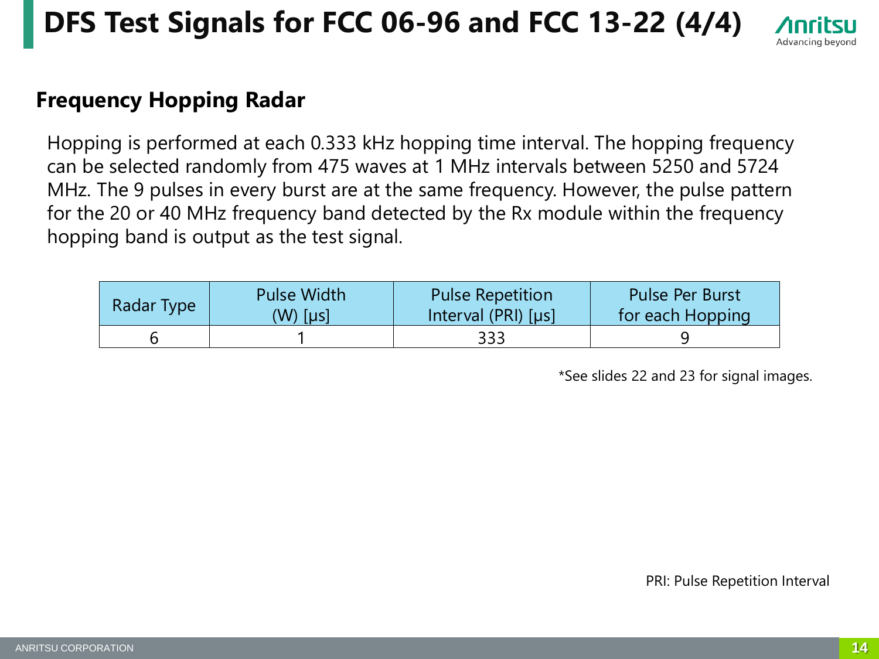# DFS Test Signals for FCC 06-96 and FCC 13-22 (4/4)

## Frequency Hopping Radar

Hopping is performed at each 0.333 kHz hopping time interval. The hopping frequency can be selected randomly from 475 waves at 1 MHz intervals between 5250 and 5724 MHz. The 9 pulses in every burst are at the same frequency. However, the pulse pattern for the 20 or 40 MHz frequency band detected by the Rx module within the frequency hopping band is output as the test signal.

| Radar Type | Pulse Width (W) [μs] | Pulse Repetition Interval (PRI) [μs] | Pulse Per Burst for each Hopping |
|---|---|---|---|
| 6 | 1 | 333 | 9 |

*See slides 22 and 23 for signal images.

PRI: Pulse Repetition Interval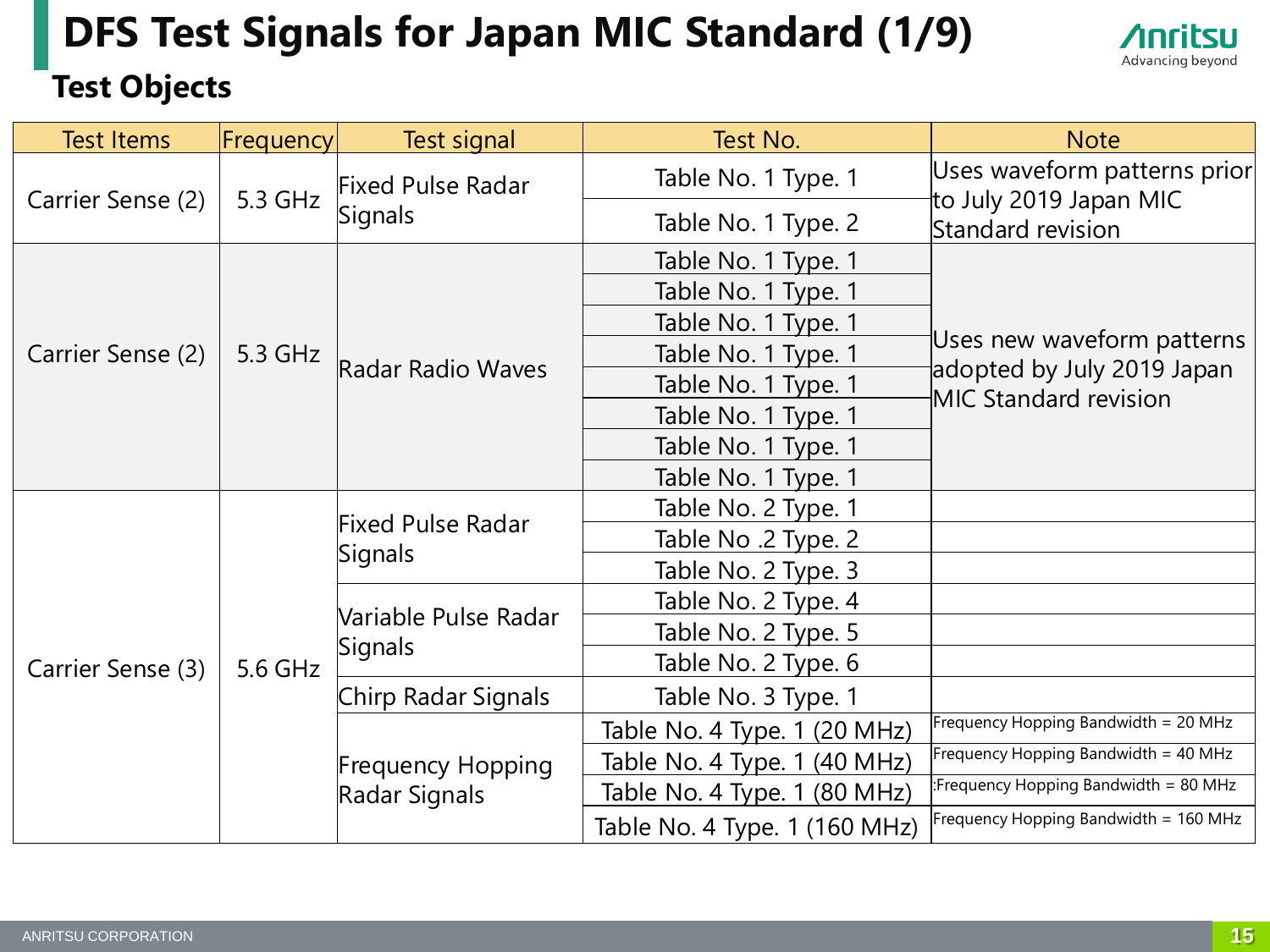# DFS Test Signals for Japan MIC Standard (1/9)

## Test Objects

| Test Items | Frequency | Test signal | Test No. | Note |
|---|---|---|---|---|
| Carrier Sense (2) | 5.3 GHz | Fixed Pulse Radar Signals | Table No. 1 Type. 1 | Uses waveform patterns prior to July 2019 Japan MIC Standard revision |
| | | | Table No. 1 Type. 2 | |
| Carrier Sense (2) | 5.3 GHz | Radar Radio Waves | Table No. 1 Type. 1 | Uses new waveform patterns adopted by July 2019 Japan MIC Standard revision |
| | | | Table No. 1 Type. 1 | |
| | | | Table No. 1 Type. 1 | |
| | | | Table No. 1 Type. 1 | |
| | | | Table No. 1 Type. 1 | |
| | | | Table No. 1 Type. 1 | |
| | | | Table No. 1 Type. 1 | |
| | | | Table No. 1 Type. 1 | |
| Carrier Sense (3) | 5.6 GHz | Fixed Pulse Radar Signals | Table No. 2 Type. 1 | |
| | | | Table No .2 Type. 2 | |
| | | | Table No. 2 Type. 3 | |
| | | Variable Pulse Radar Signals | Table No. 2 Type. 4 | |
| | | | Table No. 2 Type. 5 | |
| | | | Table No. 2 Type. 6 | |
| | | Chirp Radar Signals | Table No. 3 Type. 1 | |
| | | Frequency Hopping Radar Signals | Table No. 4 Type. 1 (20 MHz) | Frequency Hopping Bandwidth = 20 MHz |
| | | | Table No. 4 Type. 1 (40 MHz) | Frequency Hopping Bandwidth = 40 MHz |
| | | | Table No. 4 Type. 1 (80 MHz) | :Frequency Hopping Bandwidth = 80 MHz |
| | | | Table No. 4 Type. 1 (160 MHz) | Frequency Hopping Bandwidth = 160 MHz |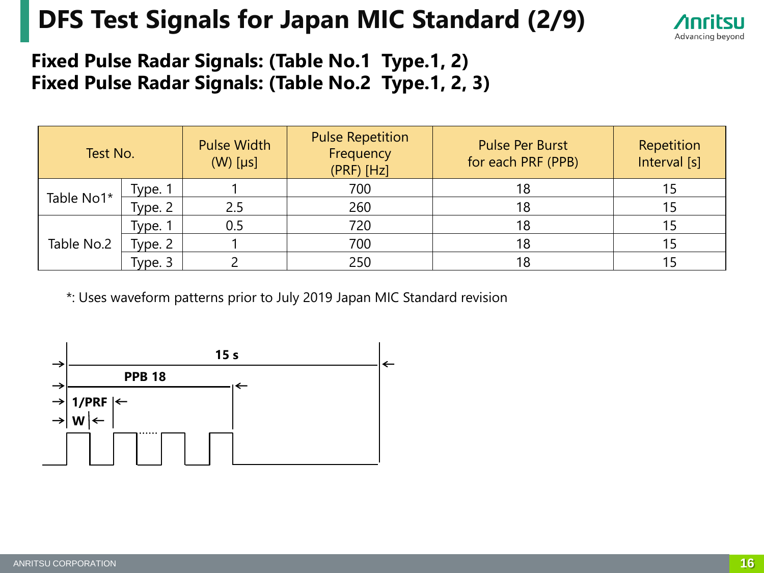# DFS Test Signals for Japan MIC Standard (2/9)

**Fixed Pulse Radar Signals: (Table No.1 Type.1, 2)**
**Fixed Pulse Radar Signals: (Table No.2 Type.1, 2, 3)**

| Test No. | | Pulse Width (W) [μs] | Pulse Repetition Frequency (PRF) [Hz] | Pulse Per Burst for each PRF (PPB) | Repetition Interval [s] |
|---|---|---|---|---|---|
| Table No1* | Type. 1 | 1 | 700 | 18 | 15 |
| | Type. 2 | 2.5 | 260 | 18 | 15 |
| Table No.2 | Type. 1 | 0.5 | 720 | 18 | 15 |
| | Type. 2 | 1 | 700 | 18 | 15 |
| | Type. 3 | 2 | 250 | 18 | 15 |

*: Uses waveform patterns prior to July 2019 Japan MIC Standard revision

**15 s**

**PPB 18**

**1/PRF**

**W**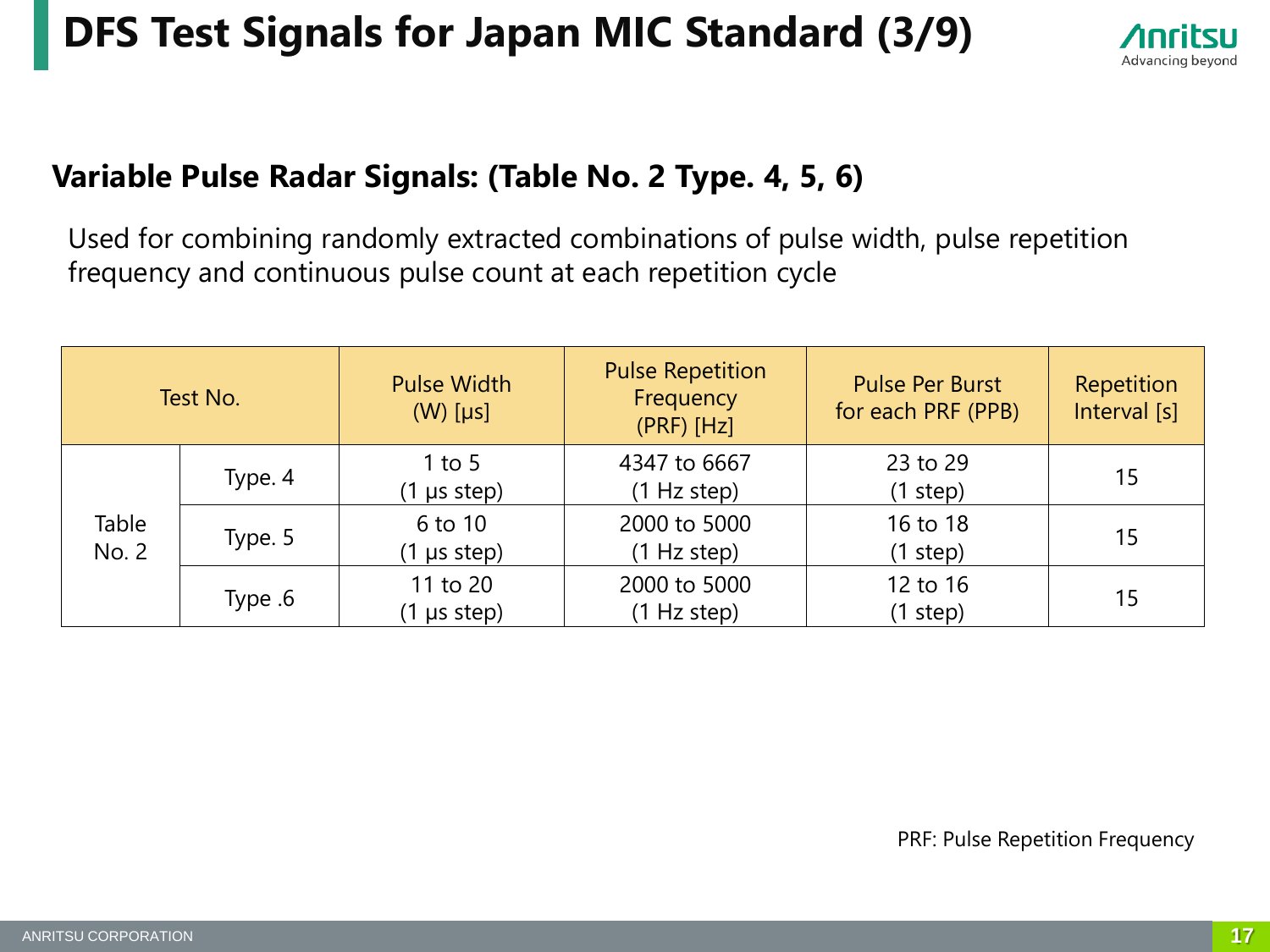# DFS Test Signals for Japan MIC Standard (3/9)

## Variable Pulse Radar Signals: (Table No. 2 Type. 4, 5, 6)

Used for combining randomly extracted combinations of pulse width, pulse repetition frequency and continuous pulse count at each repetition cycle

| Test No. | | Pulse Width (W) [μs] | Pulse Repetition Frequency (PRF) [Hz] | Pulse Per Burst for each PRF (PPB) | Repetition Interval [s] |
|---|---|---|---|---|---|
| Table No. 2 | Type. 4 | 1 to 5 (1 μs step) | 4347 to 6667 (1 Hz step) | 23 to 29 (1 step) | 15 |
| | Type. 5 | 6 to 10 (1 μs step) | 2000 to 5000 (1 Hz step) | 16 to 18 (1 step) | 15 |
| | Type .6 | 11 to 20 (1 μs step) | 2000 to 5000 (1 Hz step) | 12 to 16 (1 step) | 15 |

PRF: Pulse Repetition Frequency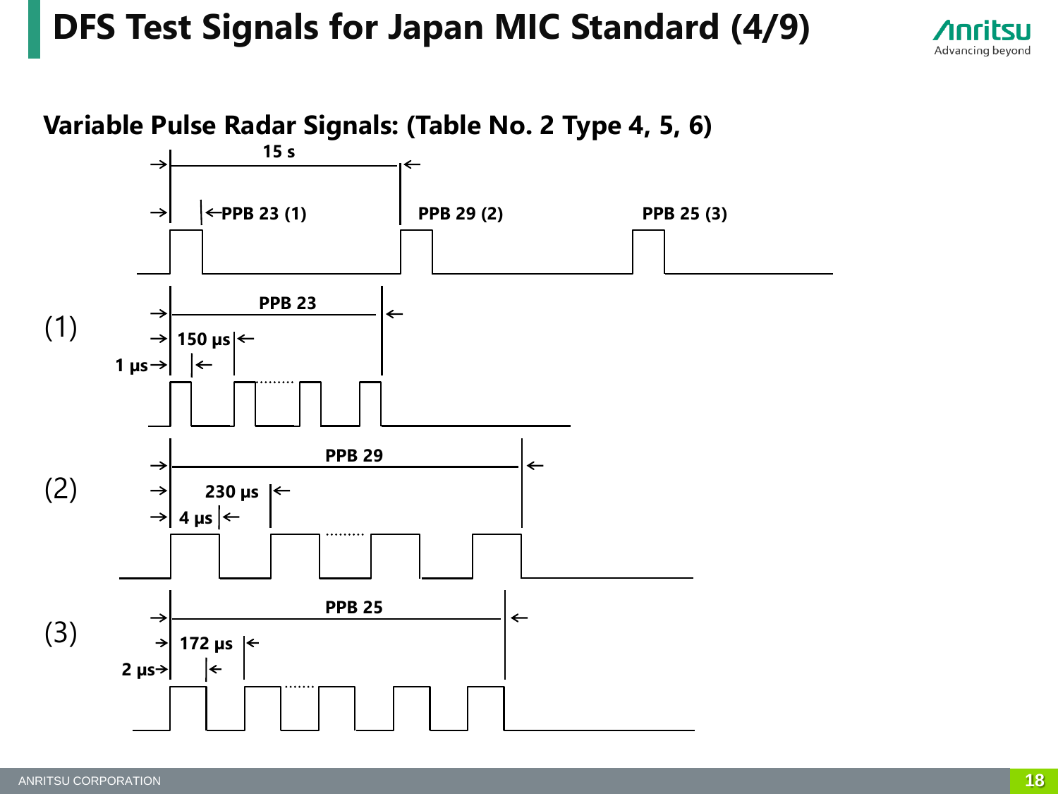# DFS Test Signals for Japan MIC Standard (4/9)

## Variable Pulse Radar Signals: (Table No. 2 Type 4, 5, 6)

15 s

PPB 23 (1)   PPB 29 (2)   PPB 25 (3)

(1)

PPB 23

150 μs

1 μs

(2)

PPB 29

230 μs

4 μs

(3)

PPB 25

172 μs

2 μs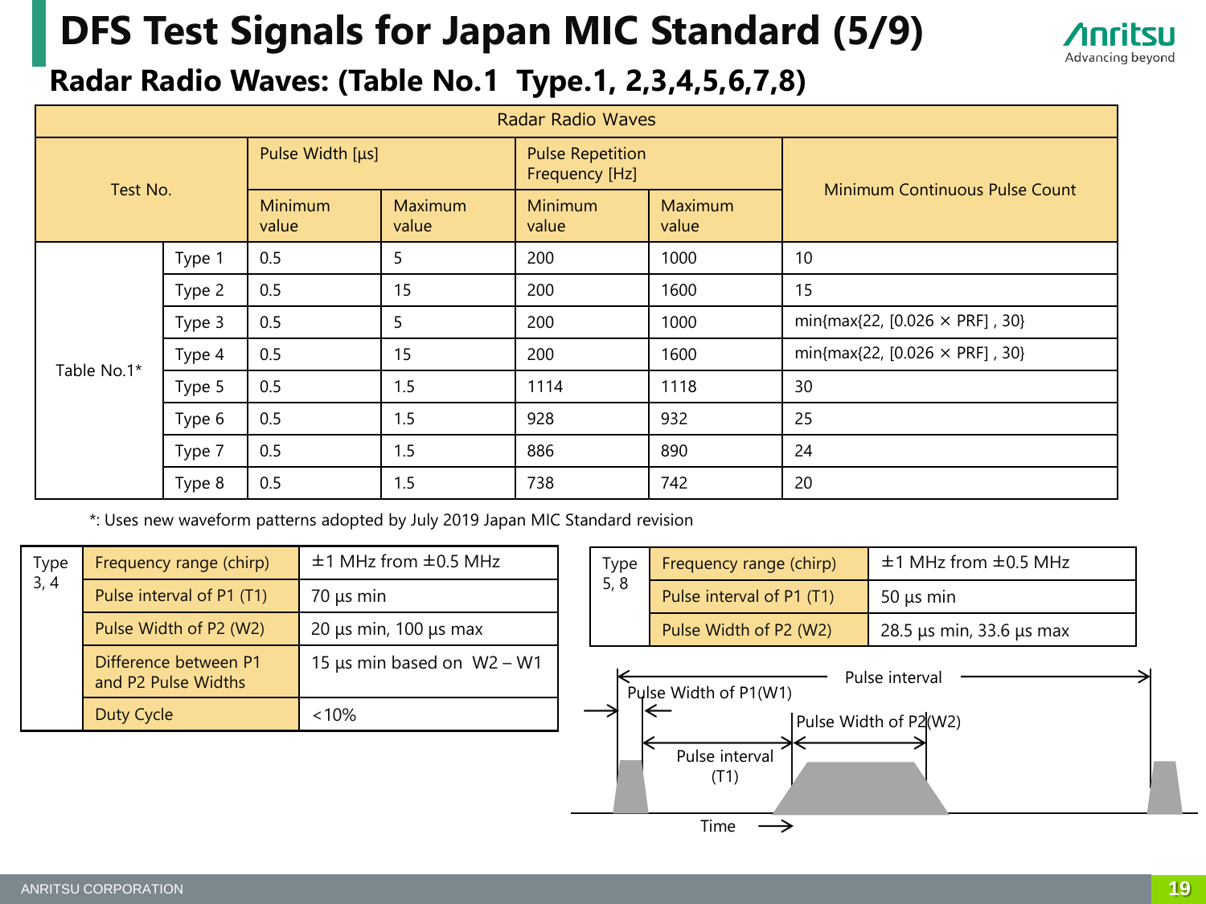# DFS Test Signals for Japan MIC Standard (5/9)

## Radar Radio Waves: (Table No.1 Type.1, 2,3,4,5,6,7,8)

| Test No. | | Pulse Width [µs] | | Pulse Repetition Frequency [Hz] | | Minimum Continuous Pulse Count |
|---|---|---|---|---|---|---|
| | | Minimum value | Maximum value | Minimum value | Maximum value | |
| Table No.1* | Type 1 | 0.5 | 5 | 200 | 1000 | 10 |
| | Type 2 | 0.5 | 15 | 200 | 1600 | 15 |
| | Type 3 | 0.5 | 5 | 200 | 1000 | min{max{22, [0.026 × PRF] , 30} |
| | Type 4 | 0.5 | 15 | 200 | 1600 | min{max{22, [0.026 × PRF] , 30} |
| | Type 5 | 0.5 | 1.5 | 1114 | 1118 | 30 |
| | Type 6 | 0.5 | 1.5 | 928 | 932 | 25 |
| | Type 7 | 0.5 | 1.5 | 886 | 890 | 24 |
| | Type 8 | 0.5 | 1.5 | 738 | 742 | 20 |

*: Uses new waveform patterns adopted by July 2019 Japan MIC Standard revision

| Type 3, 4 | | |
|---|---|---|
| | Frequency range (chirp) | ±1 MHz from ±0.5 MHz |
| | Pulse interval of P1 (T1) | 70 µs min |
| | Pulse Width of P2 (W2) | 20 µs min, 100 µs max |
| | Difference between P1 and P2 Pulse Widths | 15 µs min based on W2 – W1 |
| | Duty Cycle | <10% |

| Type 5, 8 | | |
|---|---|---|
| | Frequency range (chirp) | ±1 MHz from ±0.5 MHz |
| | Pulse interval of P1 (T1) | 50 µs min |
| | Pulse Width of P2 (W2) | 28.5 µs min, 33.6 µs max |

Pulse interval

Pulse Width of P1(W1)

Pulse Width of P2(W2)

Pulse interval (T1)

Time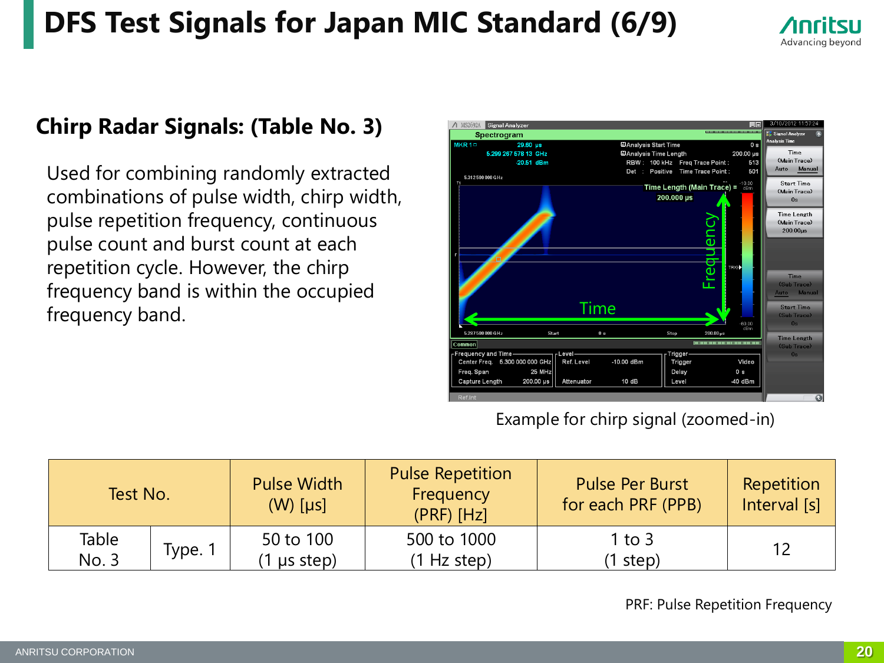# DFS Test Signals for Japan MIC Standard (6/9)

## Chirp Radar Signals: (Table No. 3)

Used for combining randomly extracted combinations of pulse width, chirp width, pulse repetition frequency, continuous pulse count and burst count at each repetition cycle. However, the chirp frequency band is within the occupied frequency band.

Example for chirp signal (zoomed-in)

| Test No. | | Pulse Width (W) [μs] | Pulse Repetition Frequency (PRF) [Hz] | Pulse Per Burst for each PRF (PPB) | Repetition Interval [s] |
|---|---|---|---|---|---|
| Table No. 3 | Type. 1 | 50 to 100 (1 μs step) | 500 to 1000 (1 Hz step) | 1 to 3 (1 step) | 12 |

PRF: Pulse Repetition Frequency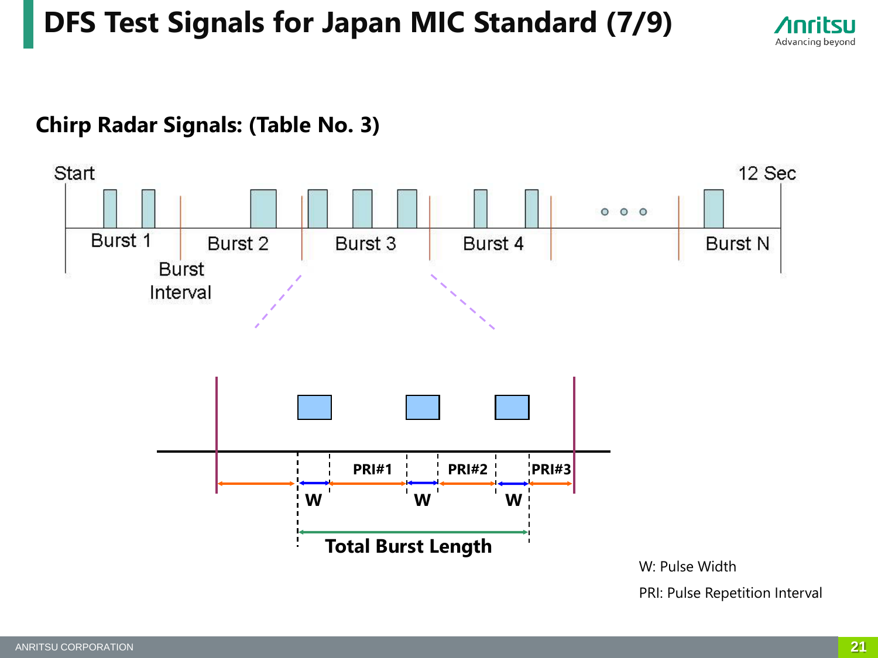# DFS Test Signals for Japan MIC Standard (7/9)

## Chirp Radar Signals: (Table No. 3)

Start

12 Sec

Burst 1

Burst 2

Burst 3

Burst 4

Burst N

Burst Interval

PRI#1

PRI#2

PRI#3

W

W

W

Total Burst Length

W: Pulse Width

PRI: Pulse Repetition Interval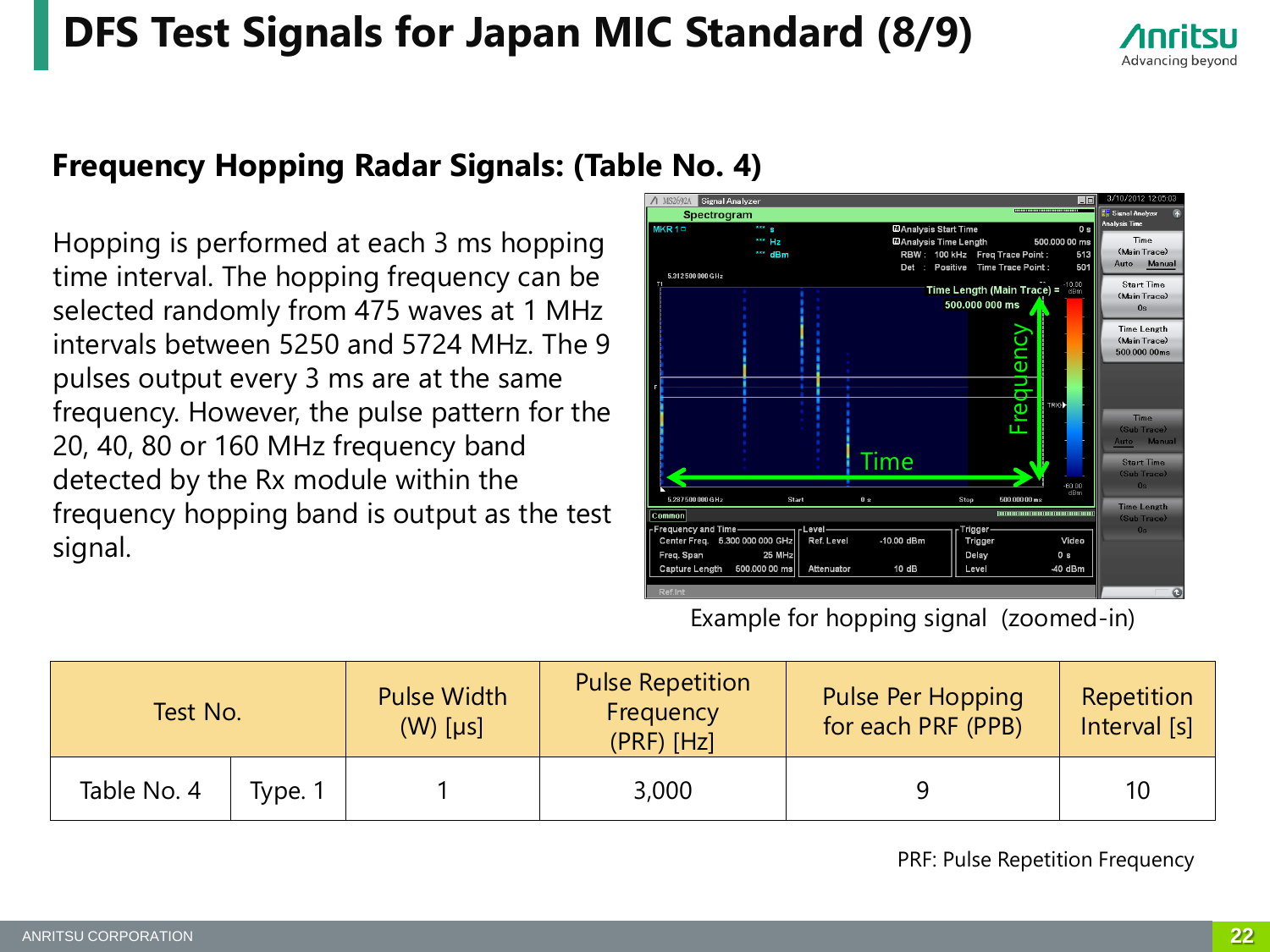# DFS Test Signals for Japan MIC Standard (8/9)

## Frequency Hopping Radar Signals: (Table No. 4)

Hopping is performed at each 3 ms hopping time interval. The hopping frequency can be selected randomly from 475 waves at 1 MHz intervals between 5250 and 5724 MHz. The 9 pulses output every 3 ms are at the same frequency. However, the pulse pattern for the 20, 40, 80 or 160 MHz frequency band detected by the Rx module within the frequency hopping band is output as the test signal.

Example for hopping signal (zoomed-in)

| Test No. | | Pulse Width (W) [μs] | Pulse Repetition Frequency (PRF) [Hz] | Pulse Per Hopping for each PRF (PPB) | Repetition Interval [s] |
|---|---|---|---|---|---|
| Table No. 4 | Type. 1 | 1 | 3,000 | 9 | 10 |

PRF: Pulse Repetition Frequency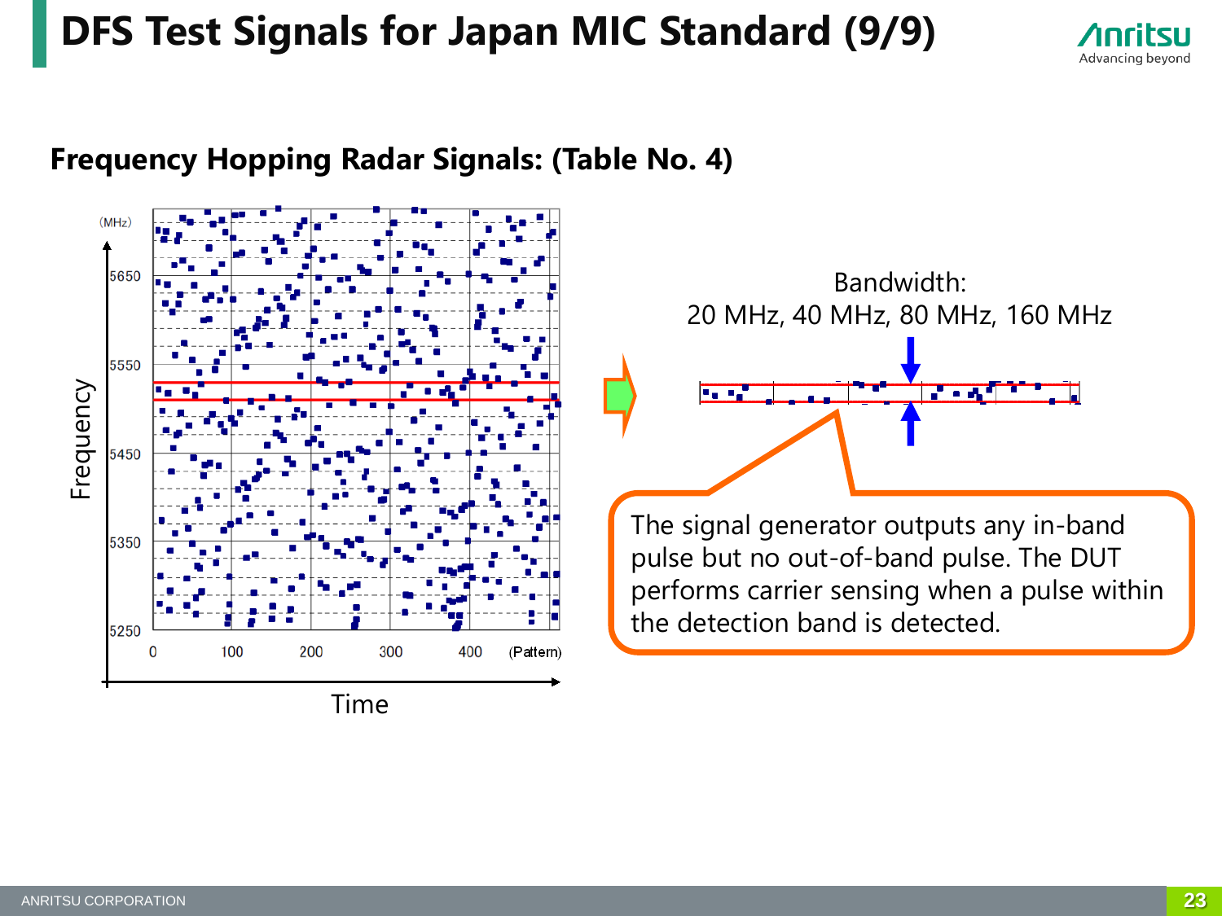# DFS Test Signals for Japan MIC Standard (9/9)

## Frequency Hopping Radar Signals: (Table No. 4)

(MHz)

5650

5550

5450

5350

5250

Frequency

0 100 200 300 400 (Pattern)

Time

Bandwidth:
20 MHz, 40 MHz, 80 MHz, 160 MHz

The signal generator outputs any in-band pulse but no out-of-band pulse. The DUT performs carrier sensing when a pulse within the detection band is detected.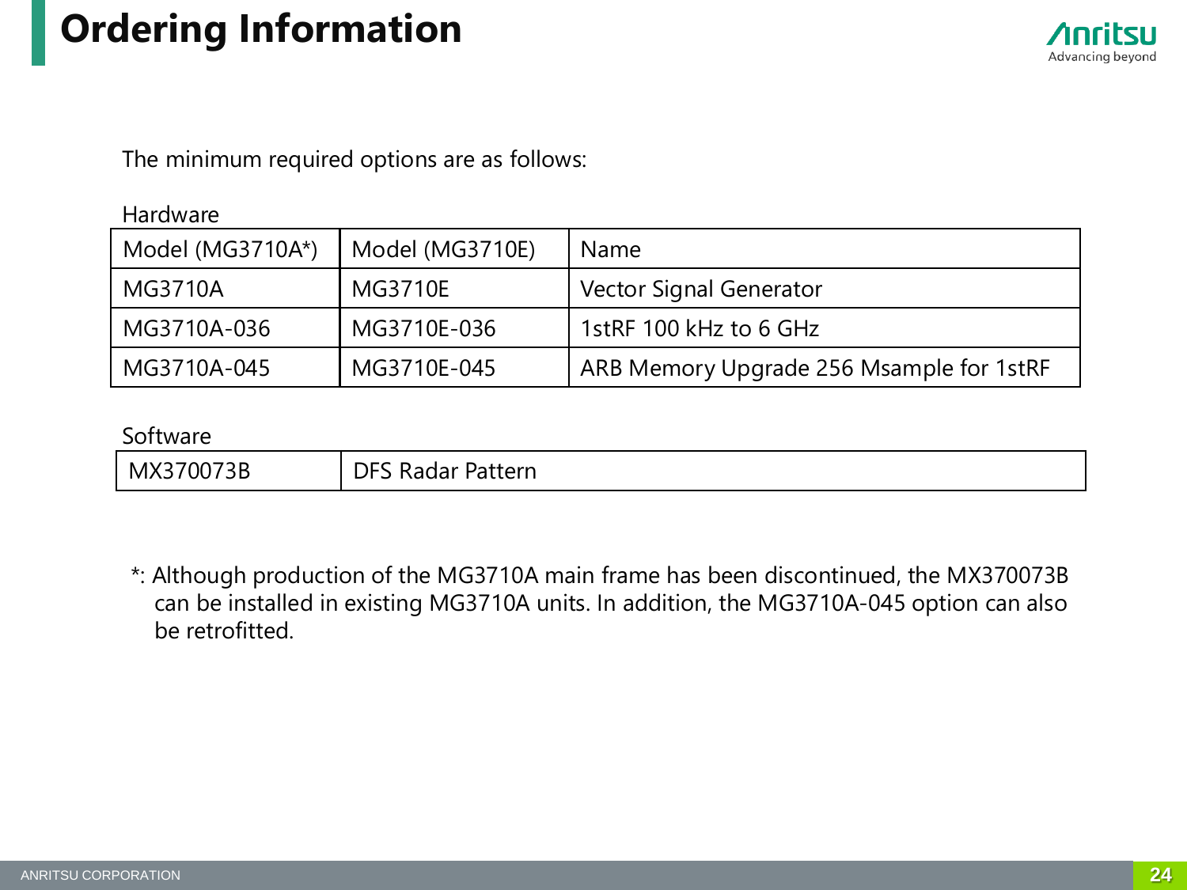# Ordering Information

The minimum required options are as follows:

Hardware

| Model (MG3710A*) | Model (MG3710E) | Name |
|---|---|---|
| MG3710A | MG3710E | Vector Signal Generator |
| MG3710A-036 | MG3710E-036 | 1stRF 100 kHz to 6 GHz |
| MG3710A-045 | MG3710E-045 | ARB Memory Upgrade 256 Msample for 1stRF |

Software

| MX370073B | DFS Radar Pattern |
|---|---|

*: Although production of the MG3710A main frame has been discontinued, the MX370073B can be installed in existing MG3710A units. In addition, the MG3710A-045 option can also be retrofitted.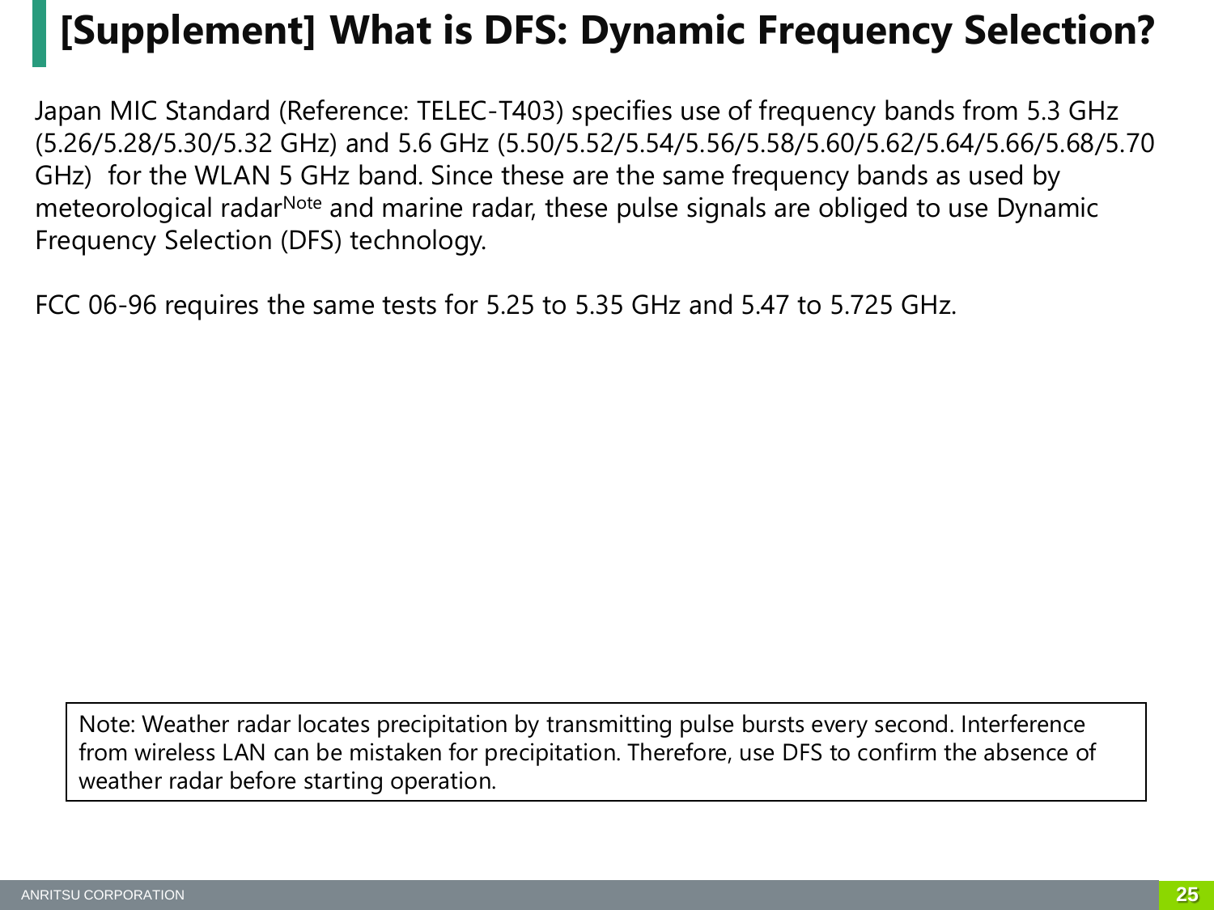# [Supplement] What is DFS: Dynamic Frequency Selection?

Japan MIC Standard (Reference: TELEC-T403) specifies use of frequency bands from 5.3 GHz (5.26/5.28/5.30/5.32 GHz) and 5.6 GHz (5.50/5.52/5.54/5.56/5.58/5.60/5.62/5.64/5.66/5.68/5.70 GHz) for the WLAN 5 GHz band. Since these are the same frequency bands as used by meteorological radar[Note] and marine radar, these pulse signals are obliged to use Dynamic Frequency Selection (DFS) technology.

FCC 06-96 requires the same tests for 5.25 to 5.35 GHz and 5.47 to 5.725 GHz.

Note: Weather radar locates precipitation by transmitting pulse bursts every second. Interference from wireless LAN can be mistaken for precipitation. Therefore, use DFS to confirm the absence of weather radar before starting operation.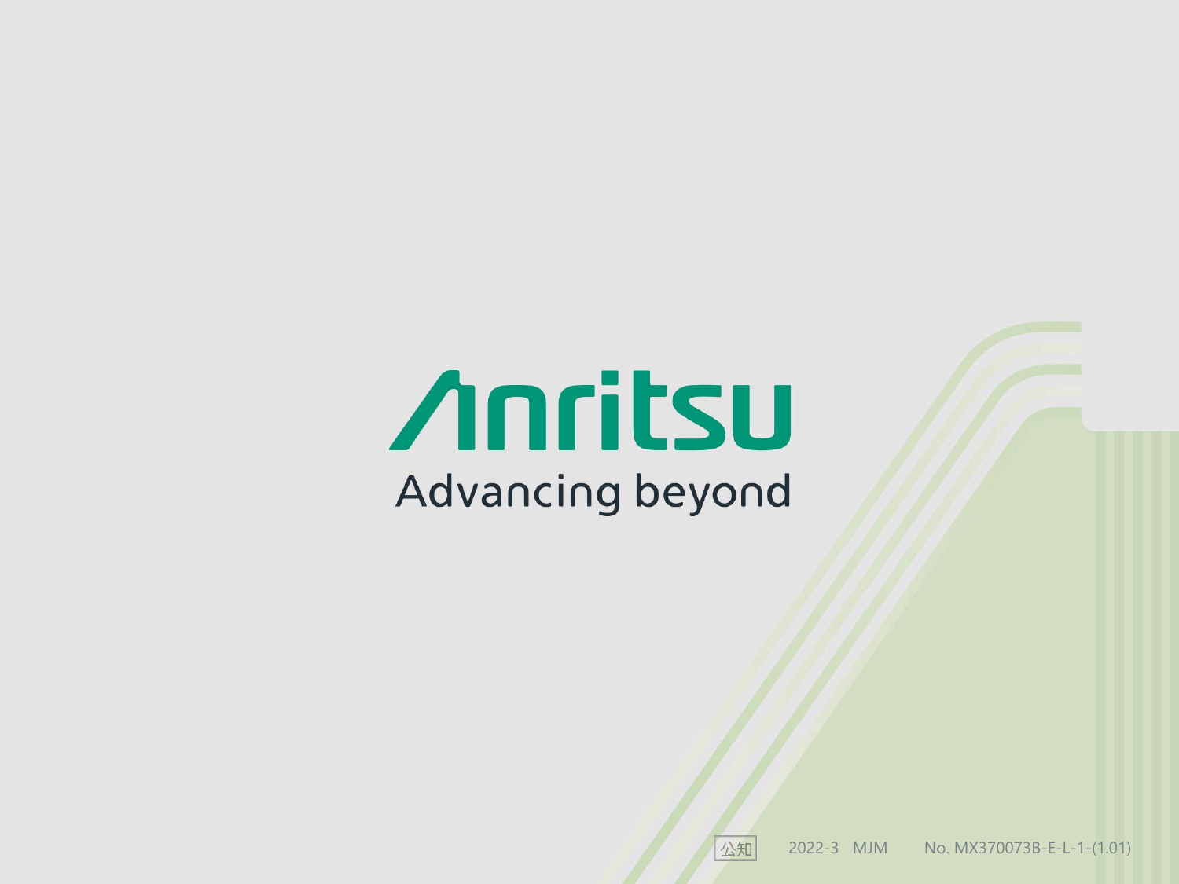Anritsu

Advancing beyond

公知　2022-3 MJM　No. MX370073B-E-L-1-(1.01)